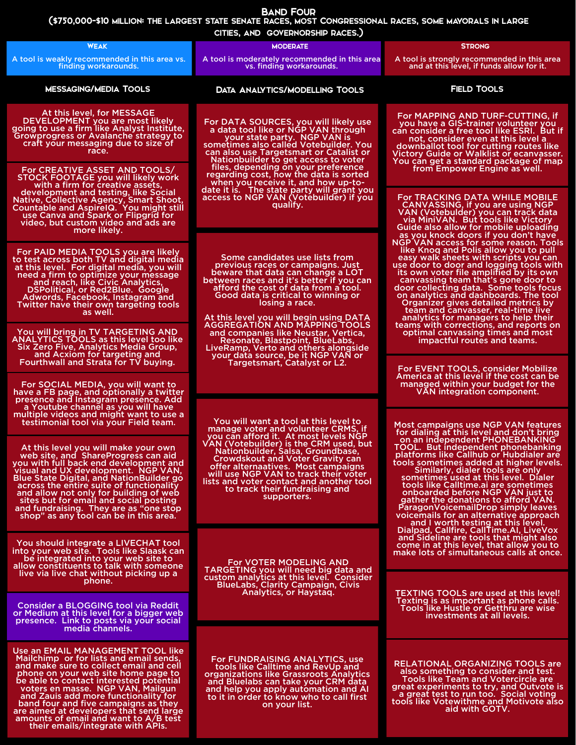# Band Four

**($750,000-$10 million: the largest state senate races, most Congressional races, some mayorals in large cities, and governorship races.)**

| Weak | Moderate | Strong |
|---|---|---|
| A tool is weakly recommended in this area vs. finding workarounds. | A tool is moderately recommended in this area vs. finding workarounds. | A tool is strongly recommended in this area and at this level, if funds allow for it. |

## Messaging/Media Tools

At this level, for MESSAGE DEVELOPMENT you are most likely going to use a firm like Analyst Institute, Growprogress or Avalanche strategy to craft your messaging due to size of race.

For CREATIVE ASSET AND TOOLS/ STOCK FOOTAGE you will likely work with a firm for creative assets, development and testing, like Social Native, Collective Agency, Smart Shoot, Countable and AspireIQ. You might still use Canva and Spark or Flipgrid for video, but custom video and ads are more likely.

For PAID MEDIA TOOLS you are likely to test across both TV and digital media at this level. For digital media, you will need a firm to optimize your message and reach, like Civic Analytics, DSPolitical, or Red2Blue. Google Adwords, Facebook, Instagram and Twitter have their own targeting tools as well.

You will bring in TV TARGETING AND ANALYTICS TOOLS as this level too like Six Zero Five, Analytics Media Group, and Acxiom for targeting and Fourthwall and Strata for TV buying.

For SOCIAL MEDIA, you will want to have a FB page, and optionally a twitter presence and Instagram presence. Add a Youtube channel as you will have multiple videos and might want to use a testimonial tool via your Field team.

At this level you will make your own web site, and ShareProgress can aid you with full back end development and visual and UX development. NGP VAN, Blue State Digital, and NationBuilder go across the entire suite of functionality and allow not only for building of web sites but for email and social posting and fundraising. They are as "one stop shop" as any tool can be in this area.

You should integrate a LIVECHAT tool into your web site. Tools like Slaask can be integrated into your web site to allow constituents to talk with someone live via live chat without picking up a phone.

Consider a BLOGGING tool via Reddit or Medium at this level for a bigger web presence. Link to posts via your social media channels.

Use an EMAIL MANAGEMENT TOOL like Mailchimp or for lists and email sends, and make sure to collect email and cell phone on your web site home page to be able to contact interested potential voters en masse. NGP VAN, Mailgun and Zauis add more functionality for band four and five campaigns as they are aimed at developers that send large amounts of email and want to A/B test their emails/integrate with APIs.

## Data Analytics/Modelling Tools

For DATA SOURCES, you will likely use a data tool like or NGP VAN through your state party. NGP VAN is sometimes also called Votebuilder. You can also use Targetsmart or Catalist or Nationbuilder to get access to voter files, depending on your preference regarding cost, how the data is sorted when you receive it, and how up-to-date it is. The state party will grant you access to NGP VAN (Votebuilder) if you qualify.

Some candidates use lists from previous races or campaigns. Just beware that data can change a LOT between races and it's better if you can afford the cost of data from a tool. Good data is critical to winning or losing a race.

At this level you will begin using DATA AGGREGATION AND MAPPING TOOLS and companies like Neustar, Vertica, Resonate, Blastpoint, BlueLabs, LiveRamp, Verto and others alongside your data source, be it NGP VAN or Targetsmart, Catalyst or L2.

You will want a tool at this level to manage voter and volunteer CRMS, if you can afford it. At most levels NGP VAN (Votebuilder) is the CRM used, but Nationbuilder, Salsa, Groundbase, Crowdskout and Voter Gravity can offer alternaatives. Most campaigns will use NGP VAN to track their voter lists and voter contact and another tool to track their fundraising and supporters.

For VOTER MODELING AND TARGETING you will need big data and custom analytics at this level. Consider BlueLabs, Clarity Campaign, Civis Analytics, or Haystaq.

For FUNDRAISING ANALYTICS, use tools like Calltime and RevUp and organizations like Grassroots Analytics and Bluelabs can take your CRM data and help you apply automation and AI to it in order to know who to call first on your list.

## Field Tools

For MAPPING AND TURF-CUTTING, if you have a GIS-trainer volunteer you can consider a free tool like ESRI. But if not, consider even at this level a downballot tool for cutting routes like Victory Guide or Walklist or ecanvasser. You can get a standard package of map from Empower Engine as well.

For TRACKING DATA WHILE MOBILE CANVASSING, if you are using NGP VAN (Votebuilder) you can track data via MiniVAN. But tools like Victory Guide also allow for mobile uploading as you knock doors if you don't have NGP VAN access for some reason. Tools like Knoq and Polis allow you to pull easy walk sheets with scripts you can use door to door and logging tools with its own voter file amplified by its own canvassing team that's gone door to door collecting data. Some tools focus on analytics and dashboards. The tool Organizer gives detailed metrics by team and canvasser, real-time live analytics for managers to help their teams with corrections, and reports on optimal canvassing times and most impactful routes and teams.

For EVENT TOOLS, consider Mobilize America at this level if the cost can be managed within your budget for the VAN integration component.

Most campaigns use NGP VAN features for dialing at this level and don't bring on an independent PHONEBANKING TOOL. But independent phonebanking platforms like Callhub or Hubdialer are tools sometimes added at higher levels. Similarly, dialer tools are only sometimes used at this level. Dialer tools like Calltime.ai are sometimes onboarded before NGP VAN just to gather the donations to afford VAN. ParagonVoicemailDrop simply leaves voicemails for an alternative approach and I worth testing at this level. Dialpad, Callfire, CallTime.AI, LiveVox and Sideline are tools that might also come in at this level, that allow you to make lots of simultaneous calls at once.

TEXTING TOOLS are used at this level! Texting is as important as phone calls. Tools like Hustle or Getthru are wise investments at all levels.

RELATIONAL ORGANIZING TOOLS are also something to consider and test. Tools like Team and Votercircle are great experiments to try, and Outvote is a great test to run too. Social voting tools like Votewithme and Motivote also aid with GOTV.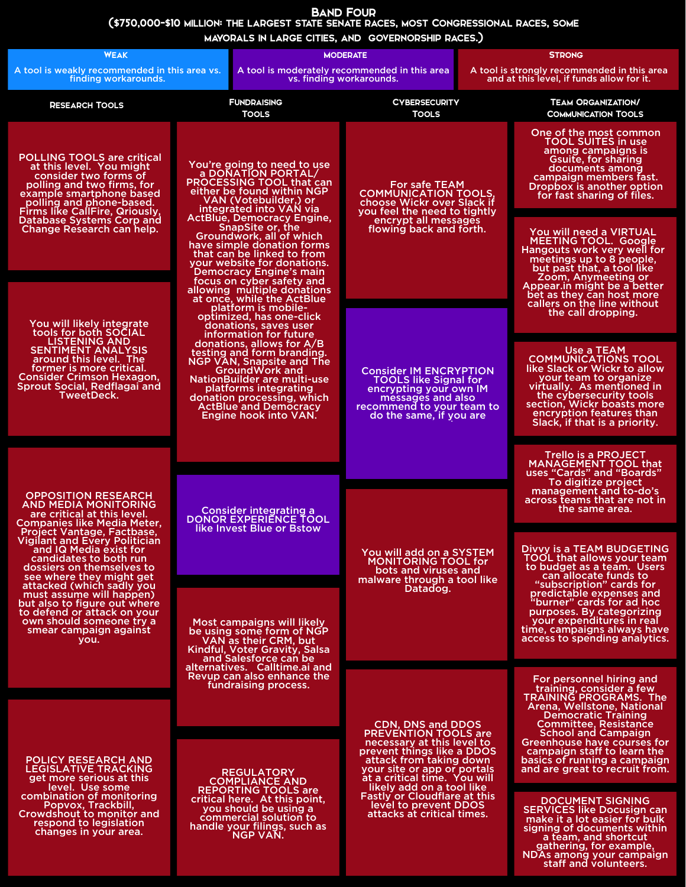# Band Four

## ($750,000-$10 million: the largest state senate races, most Congressional races, some mayorals in large cities, and governorship races.)

**Weak** — A tool is weakly recommended in this area vs. finding workarounds.

**Moderate** — A tool is moderately recommended in this area vs. finding workarounds.

**Strong** — A tool is strongly recommended in this area and at this level, if funds allow for it.

### Research Tools

POLLING TOOLS are critical at this level. You might consider two forms of polling and two firms, for example smartphone based polling and phone-based. Firms like CallFire, Qriously, Database Systems Corp and Change Research can help.

You will likely integrate tools for both SOCIAL LISTENING AND SENTIMENT ANALYSIS around this level. The former is more critical. Consider Crimson Hexagon, Sprout Social, Redflagai and TweetDeck.

OPPOSITION RESEARCH AND MEDIA MONITORING are critical at this level. Companies like Media Meter, Project Vantage, Factbase, Vigilant and Every Politician and IQ Media exist for candidates to both run dossiers on themselves to see where they might get attacked (which sadly you must assume will happen) but also to figure out where to defend or attack on your own should someone try a smear campaign against you.

POLICY RESEARCH AND LEGISLATIVE TRACKING get more serious at this level. Use some combination of monitoring Popvox, Trackbill, Crowdshout to monitor and respond to legislation changes in your area.

### Fundraising Tools

You're going to need to use a DONATION PORTAL/ PROCESSING TOOL that can either be found within NGP VAN (Votebuilder,) or integrated into VAN via ActBlue, Democracy Engine, SnapSite or, the Groundwork, all of which have simple donation forms that can be linked to from your website for donations. Democracy Engine's main focus on cyber safety and allowing multiple donations at once, while the ActBlue platform is mobile-optimized, has one-click donations, saves user information for future donations, allows for A/B testing and form branding. NGP VAN, Snapsite and The GroundWork and NationBuilder are multi-use platforms integrating donation processing, which ActBlue and Democracy Engine hook into VAN.

Consider integrating a DONOR EXPERIENCE TOOL like Invest Blue or Bstow

Most campaigns will likely be using some form of NGP VAN as their CRM, but Kindful, Voter Gravity, Salsa and Salesforce can be alternatives. Calltime.ai and Revup can also enhance the fundraising process.

REGULATORY COMPLIANCE AND REPORTING TOOLS are critical here. At this point, you should be using a commercial solution to handle your filings, such as NGP VAN.

### Cybersecurity Tools

For safe TEAM COMMUNICATION TOOLS, choose Wickr over Slack if you feel the need to tightly encrypt all messages flowing back and forth.

Consider IM ENCRYPTION TOOLS like Signal for encrypting your own IM messages and also recommend to your team to do the same, if you are

You will add on a SYSTEM MONITORING TOOL for bots and viruses and malware through a tool like Datadog.

CDN, DNS and DDOS PREVENTION TOOLS are necessary at this level to prevent things like a DDOS attack from taking down your site or app or portals at a critical time. You will likely add on a tool like Fastly or Cloudflare at this level to prevent DDOS attacks at critical times.

### Team Organization/ Communication Tools

One of the most common TOOL SUITES in use among campaigns is Gsuite, for sharing documents among campaign members fast. Dropbox is another option for fast sharing of files.

You will need a VIRTUAL MEETING TOOL. Google Hangouts work very well for meetings up to 8 people, but past that, a tool like Zoom, Anymeeting or Appear.in might be a better bet as they can host more callers on the line without the call dropping.

Use a TEAM COMMUNICATIONS TOOL like Slack or Wickr to allow your team to organize virtually. As mentioned in the cybersecurity tools section, Wickr boasts more encryption features than Slack, if that is a priority.

Trello is a PROJECT MANAGEMENT TOOL that uses "Cards" and "Boards" To digitize project management and to-do's across teams that are not in the same area.

Divvy is a TEAM BUDGETING TOOL that allows your team to budget as a team. Users can allocate funds to "subscription" cards for predictable expenses and "burner" cards for ad hoc purposes. By categorizing your expenditures in real time, campaigns always have access to spending analytics.

For personnel hiring and training, consider a few TRAINING PROGRAMS. The Arena, Wellstone, National Democratic Training Committee, Resistance School and Campaign Greenhouse have courses for campaign staff to learn the basics of running a campaign and are great to recruit from.

DOCUMENT SIGNING SERVICES like Docusign can make it a lot easier for bulk signing of documents within a team, and shortcut gathering, for example, NDAs among your campaign staff and volunteers.